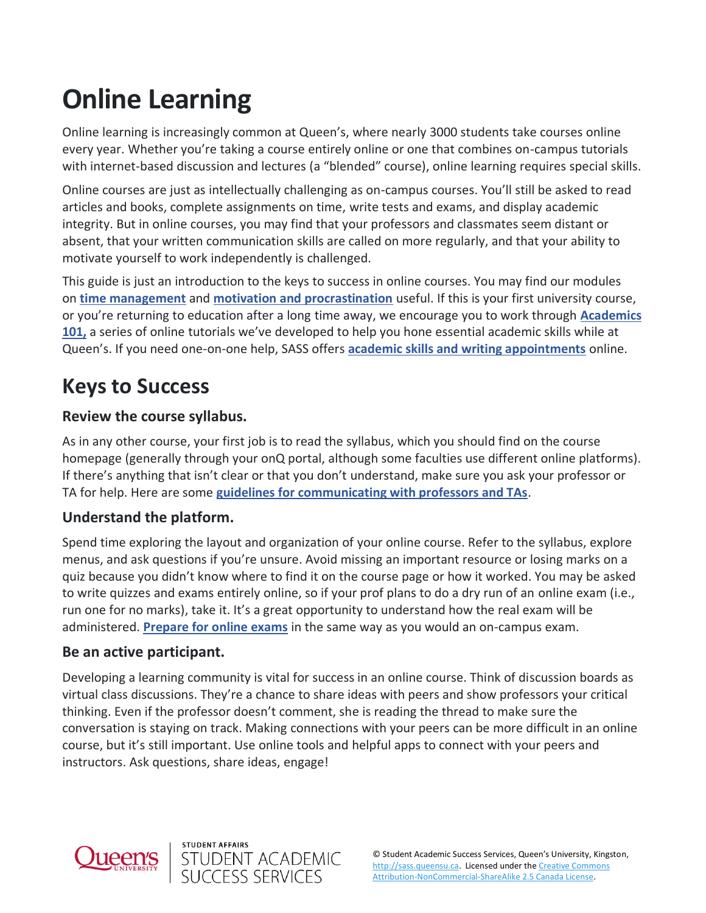# Online Learning

Online learning is increasingly common at Queen's, where nearly 3000 students take courses online every year. Whether you're taking a course entirely online or one that combines on-campus tutorials with internet-based discussion and lectures (a "blended" course), online learning requires special skills.

Online courses are just as intellectually challenging as on-campus courses. You'll still be asked to read articles and books, complete assignments on time, write tests and exams, and display academic integrity. But in online courses, you may find that your professors and classmates seem distant or absent, that your written communication skills are called on more regularly, and that your ability to motivate yourself to work independently is challenged.

This guide is just an introduction to the keys to success in online courses. You may find our modules on **time management** and **motivation and procrastination** useful. If this is your first university course, or you're returning to education after a long time away, we encourage you to work through **Academics 101,** a series of online tutorials we've developed to help you hone essential academic skills while at Queen's. If you need one-on-one help, SASS offers **academic skills and writing appointments** online.

## Keys to Success

### Review the course syllabus.

As in any other course, your first job is to read the syllabus, which you should find on the course homepage (generally through your onQ portal, although some faculties use different online platforms). If there's anything that isn't clear or that you don't understand, make sure you ask your professor or TA for help. Here are some **guidelines for communicating with professors and TAs**.

### Understand the platform.

Spend time exploring the layout and organization of your online course. Refer to the syllabus, explore menus, and ask questions if you're unsure. Avoid missing an important resource or losing marks on a quiz because you didn't know where to find it on the course page or how it worked. You may be asked to write quizzes and exams entirely online, so if your prof plans to do a dry run of an online exam (i.e., run one for no marks), take it. It's a great opportunity to understand how the real exam will be administered. **Prepare for online exams** in the same way as you would an on-campus exam.

### Be an active participant.

Developing a learning community is vital for success in an online course. Think of discussion boards as virtual class discussions. They're a chance to share ideas with peers and show professors your critical thinking. Even if the professor doesn't comment, she is reading the thread to make sure the conversation is staying on track. Making connections with your peers can be more difficult in an online course, but it's still important. Use online tools and helpful apps to connect with your peers and instructors. Ask questions, share ideas, engage!

© Student Academic Success Services, Queen's University, Kingston, http://sass.queensu.ca. Licensed under the Creative Commons Attribution-NonCommercial-ShareAlike 2.5 Canada License.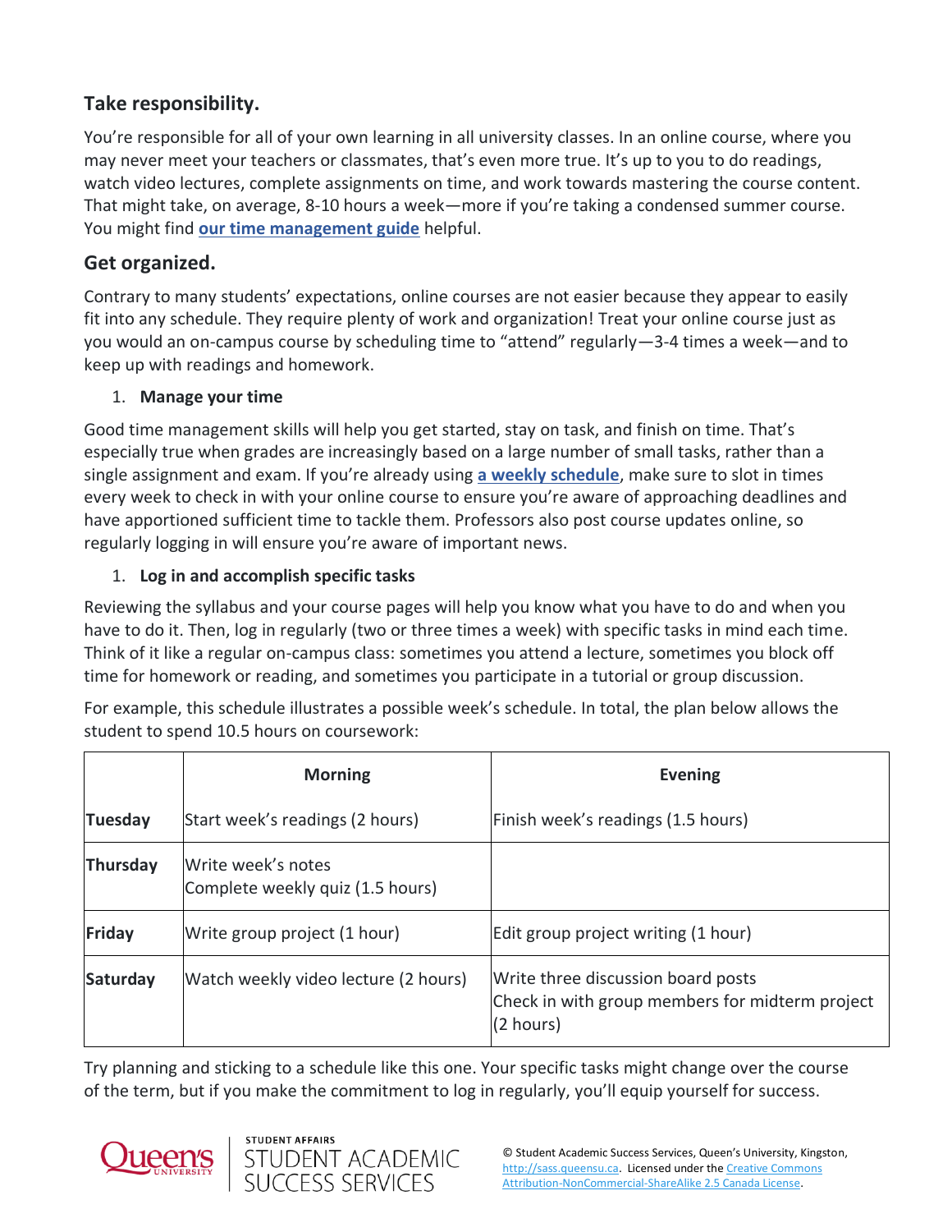## Take responsibility.

You're responsible for all of your own learning in all university classes. In an online course, where you may never meet your teachers or classmates, that's even more true. It's up to you to do readings, watch video lectures, complete assignments on time, and work towards mastering the course content. That might take, on average, 8-10 hours a week—more if you're taking a condensed summer course. You might find **our time management guide** helpful.

## Get organized.

Contrary to many students' expectations, online courses are not easier because they appear to easily fit into any schedule. They require plenty of work and organization! Treat your online course just as you would an on-campus course by scheduling time to "attend" regularly—3-4 times a week—and to keep up with readings and homework.

1. **Manage your time**

Good time management skills will help you get started, stay on task, and finish on time. That's especially true when grades are increasingly based on a large number of small tasks, rather than a single assignment and exam. If you're already using **a weekly schedule**, make sure to slot in times every week to check in with your online course to ensure you're aware of approaching deadlines and have apportioned sufficient time to tackle them. Professors also post course updates online, so regularly logging in will ensure you're aware of important news.

1. **Log in and accomplish specific tasks**

Reviewing the syllabus and your course pages will help you know what you have to do and when you have to do it. Then, log in regularly (two or three times a week) with specific tasks in mind each time. Think of it like a regular on-campus class: sometimes you attend a lecture, sometimes you block off time for homework or reading, and sometimes you participate in a tutorial or group discussion.

For example, this schedule illustrates a possible week's schedule. In total, the plan below allows the student to spend 10.5 hours on coursework:

| | Morning | Evening |
|---|---|---|
| **Tuesday** | Start week's readings (2 hours) | Finish week's readings (1.5 hours) |
| **Thursday** | Write week's notes<br>Complete weekly quiz (1.5 hours) | |
| **Friday** | Write group project (1 hour) | Edit group project writing (1 hour) |
| **Saturday** | Watch weekly video lecture (2 hours) | Write three discussion board posts<br>Check in with group members for midterm project (2 hours) |

Try planning and sticking to a schedule like this one. Your specific tasks might change over the course of the term, but if you make the commitment to log in regularly, you'll equip yourself for success.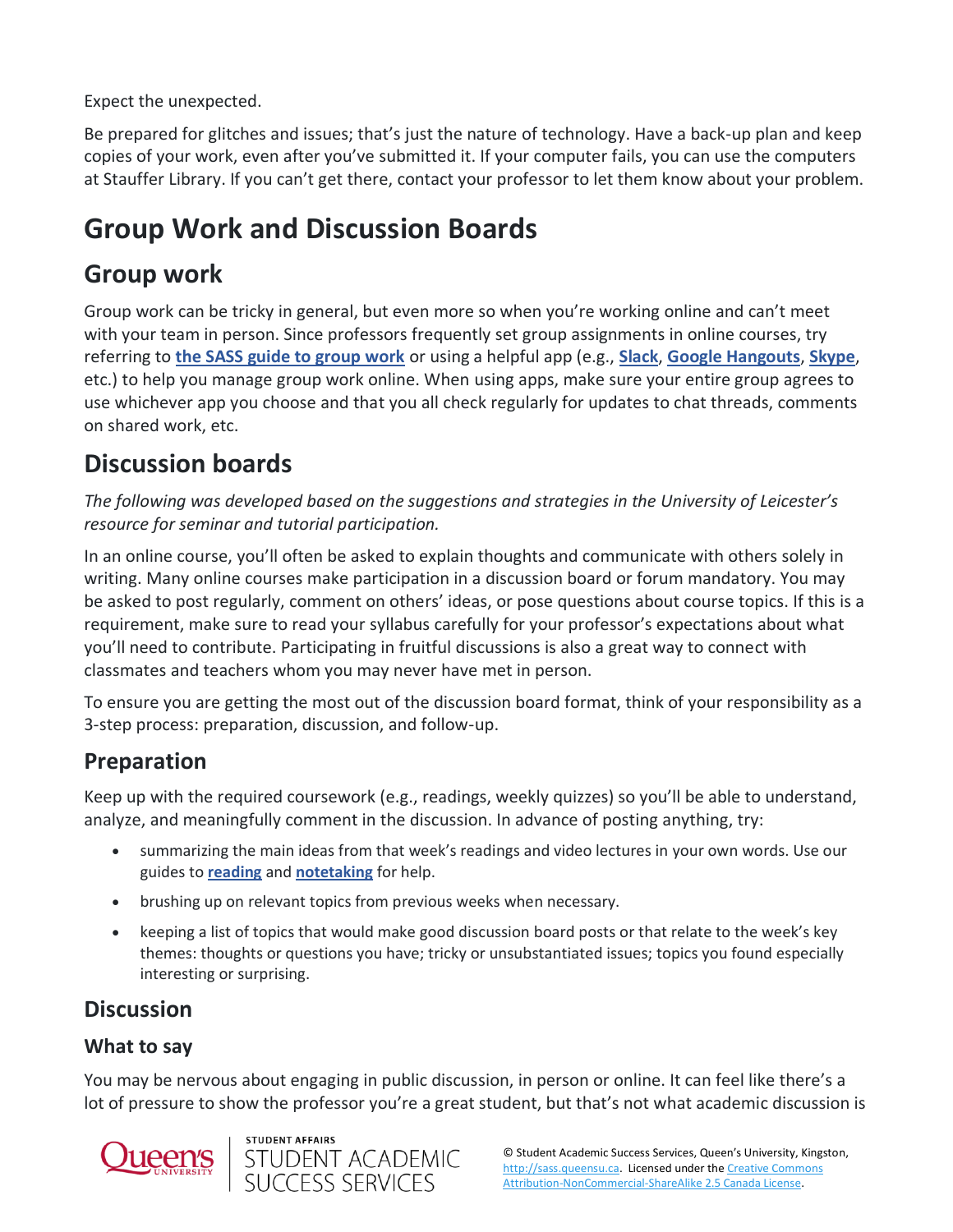Expect the unexpected.

Be prepared for glitches and issues; that's just the nature of technology. Have a back-up plan and keep copies of your work, even after you've submitted it. If your computer fails, you can use the computers at Stauffer Library. If you can't get there, contact your professor to let them know about your problem.

# Group Work and Discussion Boards

## Group work

Group work can be tricky in general, but even more so when you're working online and can't meet with your team in person. Since professors frequently set group assignments in online courses, try referring to **the SASS guide to group work** or using a helpful app (e.g., **Slack**, **Google Hangouts**, **Skype**, etc.) to help you manage group work online. When using apps, make sure your entire group agrees to use whichever app you choose and that you all check regularly for updates to chat threads, comments on shared work, etc.

## Discussion boards

*The following was developed based on the suggestions and strategies in the University of Leicester's resource for seminar and tutorial participation.*

In an online course, you'll often be asked to explain thoughts and communicate with others solely in writing. Many online courses make participation in a discussion board or forum mandatory. You may be asked to post regularly, comment on others' ideas, or pose questions about course topics. If this is a requirement, make sure to read your syllabus carefully for your professor's expectations about what you'll need to contribute. Participating in fruitful discussions is also a great way to connect with classmates and teachers whom you may never have met in person.

To ensure you are getting the most out of the discussion board format, think of your responsibility as a 3-step process: preparation, discussion, and follow-up.

### Preparation

Keep up with the required coursework (e.g., readings, weekly quizzes) so you'll be able to understand, analyze, and meaningfully comment in the discussion. In advance of posting anything, try:

- summarizing the main ideas from that week's readings and video lectures in your own words. Use our guides to **reading** and **notetaking** for help.
- brushing up on relevant topics from previous weeks when necessary.
- keeping a list of topics that would make good discussion board posts or that relate to the week's key themes: thoughts or questions you have; tricky or unsubstantiated issues; topics you found especially interesting or surprising.

### Discussion

#### What to say

You may be nervous about engaging in public discussion, in person or online. It can feel like there's a lot of pressure to show the professor you're a great student, but that's not what academic discussion is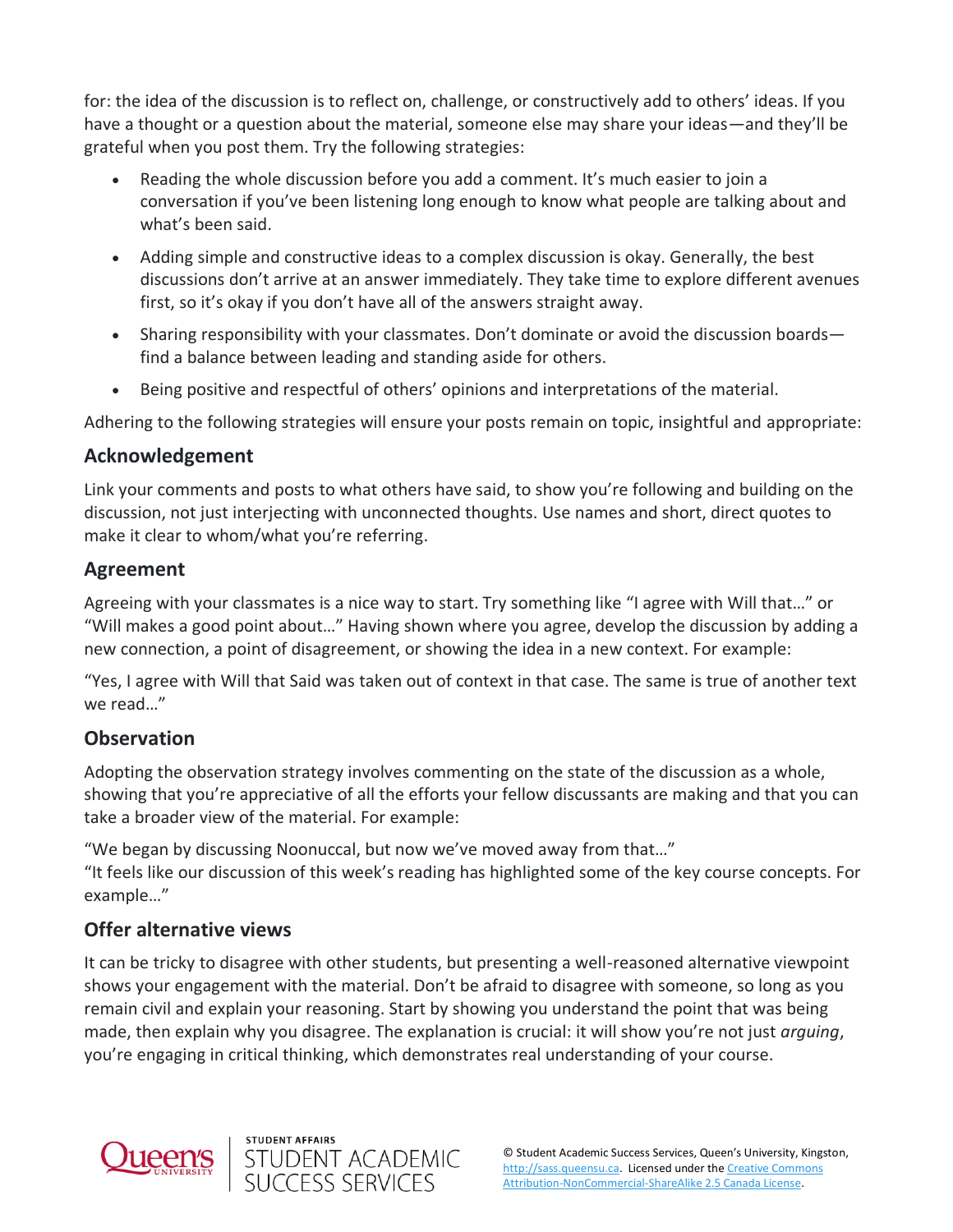for: the idea of the discussion is to reflect on, challenge, or constructively add to others' ideas. If you have a thought or a question about the material, someone else may share your ideas—and they'll be grateful when you post them. Try the following strategies:

- Reading the whole discussion before you add a comment. It's much easier to join a conversation if you've been listening long enough to know what people are talking about and what's been said.
- Adding simple and constructive ideas to a complex discussion is okay. Generally, the best discussions don't arrive at an answer immediately. They take time to explore different avenues first, so it's okay if you don't have all of the answers straight away.
- Sharing responsibility with your classmates. Don't dominate or avoid the discussion boards—find a balance between leading and standing aside for others.
- Being positive and respectful of others' opinions and interpretations of the material.

Adhering to the following strategies will ensure your posts remain on topic, insightful and appropriate:

## Acknowledgement

Link your comments and posts to what others have said, to show you're following and building on the discussion, not just interjecting with unconnected thoughts. Use names and short, direct quotes to make it clear to whom/what you're referring.

## Agreement

Agreeing with your classmates is a nice way to start. Try something like "I agree with Will that…" or "Will makes a good point about…" Having shown where you agree, develop the discussion by adding a new connection, a point of disagreement, or showing the idea in a new context. For example:

"Yes, I agree with Will that Said was taken out of context in that case. The same is true of another text we read…"

## Observation

Adopting the observation strategy involves commenting on the state of the discussion as a whole, showing that you're appreciative of all the efforts your fellow discussants are making and that you can take a broader view of the material. For example:

"We began by discussing Noonuccal, but now we've moved away from that…"
"It feels like our discussion of this week's reading has highlighted some of the key course concepts. For example…"

## Offer alternative views

It can be tricky to disagree with other students, but presenting a well-reasoned alternative viewpoint shows your engagement with the material. Don't be afraid to disagree with someone, so long as you remain civil and explain your reasoning. Start by showing you understand the point that was being made, then explain why you disagree. The explanation is crucial: it will show you're not just *arguing*, you're engaging in critical thinking, which demonstrates real understanding of your course.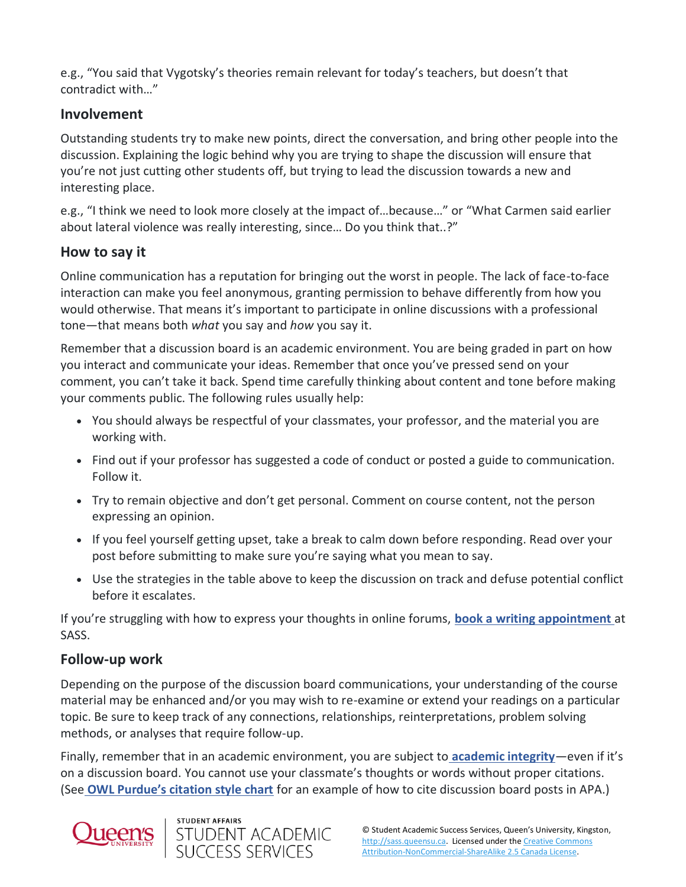e.g., "You said that Vygotsky's theories remain relevant for today's teachers, but doesn't that contradict with…"

### Involvement

Outstanding students try to make new points, direct the conversation, and bring other people into the discussion. Explaining the logic behind why you are trying to shape the discussion will ensure that you're not just cutting other students off, but trying to lead the discussion towards a new and interesting place.

e.g., "I think we need to look more closely at the impact of…because…" or "What Carmen said earlier about lateral violence was really interesting, since… Do you think that..?"

### How to say it

Online communication has a reputation for bringing out the worst in people. The lack of face-to-face interaction can make you feel anonymous, granting permission to behave differently from how you would otherwise. That means it's important to participate in online discussions with a professional tone—that means both *what* you say and *how* you say it.

Remember that a discussion board is an academic environment. You are being graded in part on how you interact and communicate your ideas. Remember that once you've pressed send on your comment, you can't take it back. Spend time carefully thinking about content and tone before making your comments public. The following rules usually help:

- You should always be respectful of your classmates, your professor, and the material you are working with.
- Find out if your professor has suggested a code of conduct or posted a guide to communication. Follow it.
- Try to remain objective and don't get personal. Comment on course content, not the person expressing an opinion.
- If you feel yourself getting upset, take a break to calm down before responding. Read over your post before submitting to make sure you're saying what you mean to say.
- Use the strategies in the table above to keep the discussion on track and defuse potential conflict before it escalates.

If you're struggling with how to express your thoughts in online forums, **book a writing appointment** at SASS.

### Follow-up work

Depending on the purpose of the discussion board communications, your understanding of the course material may be enhanced and/or you may wish to re-examine or extend your readings on a particular topic. Be sure to keep track of any connections, relationships, reinterpretations, problem solving methods, or analyses that require follow-up.

Finally, remember that in an academic environment, you are subject to **academic integrity**—even if it's on a discussion board. You cannot use your classmate's thoughts or words without proper citations. (See **OWL Purdue's citation style chart** for an example of how to cite discussion board posts in APA.)

© Student Academic Success Services, Queen's University, Kingston, http://sass.queensu.ca. Licensed under the Creative Commons Attribution-NonCommercial-ShareAlike 2.5 Canada License.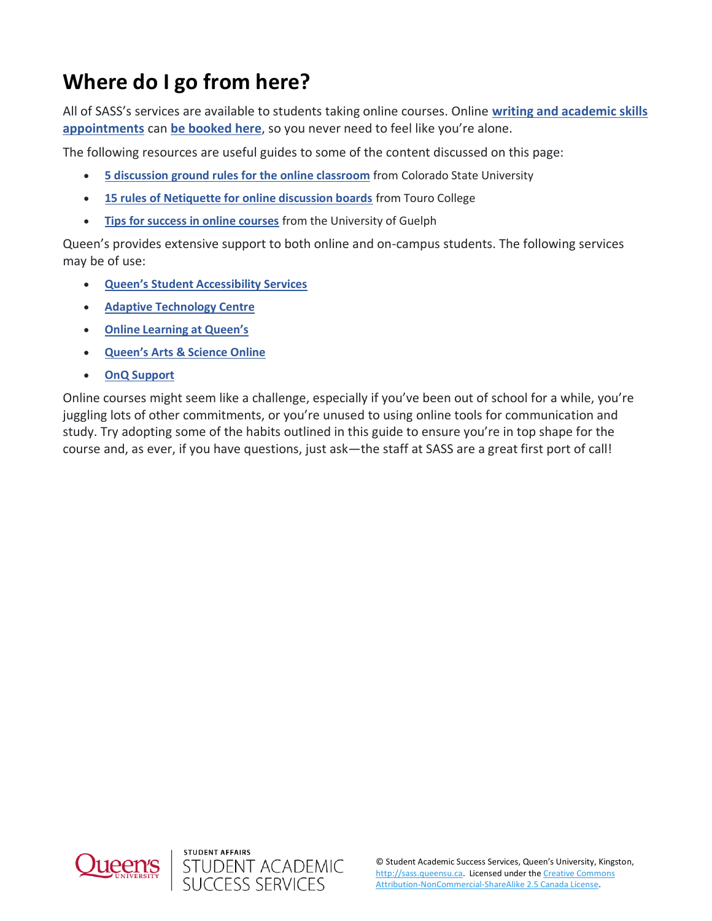# Where do I go from here?

All of SASS's services are available to students taking online courses. Online **writing and academic skills appointments** can **be booked here**, so you never need to feel like you're alone.

The following resources are useful guides to some of the content discussed on this page:

- **5 discussion ground rules for the online classroom** from Colorado State University
- **15 rules of Netiquette for online discussion boards** from Touro College
- **Tips for success in online courses** from the University of Guelph

Queen's provides extensive support to both online and on-campus students. The following services may be of use:

- **Queen's Student Accessibility Services**
- **Adaptive Technology Centre**
- **Online Learning at Queen's**
- **Queen's Arts & Science Online**
- **OnQ Support**

Online courses might seem like a challenge, especially if you've been out of school for a while, you're juggling lots of other commitments, or you're unused to using online tools for communication and study. Try adopting some of the habits outlined in this guide to ensure you're in top shape for the course and, as ever, if you have questions, just ask—the staff at SASS are a great first port of call!

© Student Academic Success Services, Queen's University, Kingston, http://sass.queensu.ca. Licensed under the Creative Commons Attribution-NonCommercial-ShareAlike 2.5 Canada License.